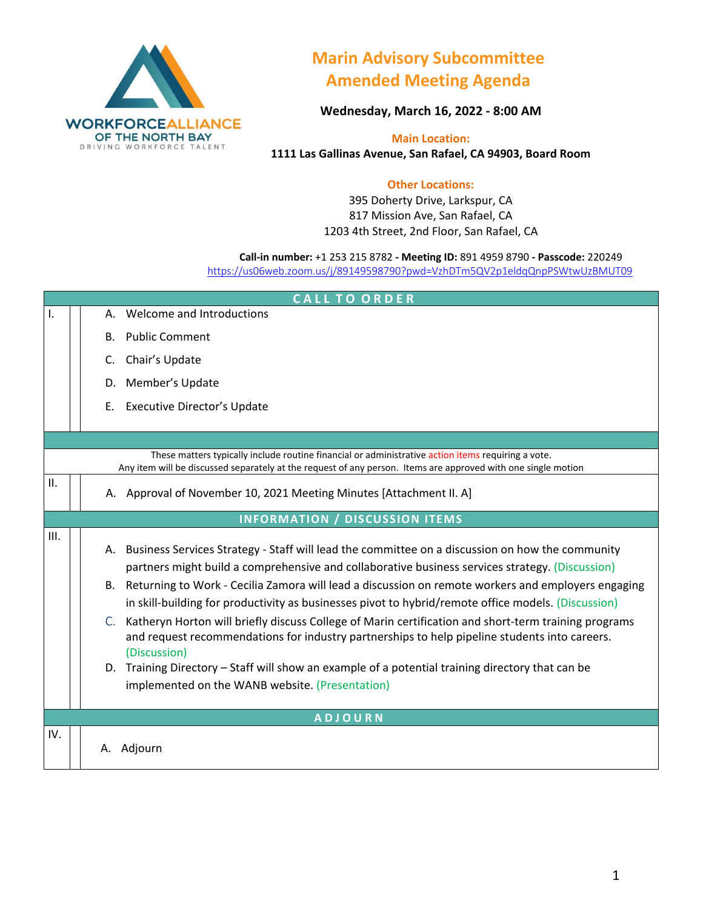WORKFORCE ALLIANCE OF THE NORTH BAY
DRIVING WORKFORCE TALENT

# Marin Advisory Subcommittee Amended Meeting Agenda

**Wednesday, March 16, 2022 - 8:00 AM**

**Main Location:**
**1111 Las Gallinas Avenue, San Rafael, CA 94903, Board Room**

**Other Locations:**
395 Doherty Drive, Larkspur, CA
817 Mission Ave, San Rafael, CA
1203 4th Street, 2nd Floor, San Rafael, CA

**Call-in number:** +1 253 215 8782 - **Meeting ID:** 891 4959 8790 - **Passcode:** 220249
https://us06web.zoom.us/j/89149598790?pwd=VzhDTm5QV2p1eldqQnpPSWtwUzBMUT09

## CALL TO ORDER

I.

A. Welcome and Introductions

B. Public Comment

C. Chair's Update

D. Member's Update

E. Executive Director's Update

These matters typically include routine financial or administrative action items requiring a vote.
Any item will be discussed separately at the request of any person. Items are approved with one single motion

II.

A. Approval of November 10, 2021 Meeting Minutes [Attachment II. A]

## INFORMATION / DISCUSSION ITEMS

III.

A. Business Services Strategy - Staff will lead the committee on a discussion on how the community partners might build a comprehensive and collaborative business services strategy. (Discussion)

B. Returning to Work - Cecilia Zamora will lead a discussion on remote workers and employers engaging in skill-building for productivity as businesses pivot to hybrid/remote office models. (Discussion)

C. Katheryn Horton will briefly discuss College of Marin certification and short-term training programs and request recommendations for industry partnerships to help pipeline students into careers. (Discussion)

D. Training Directory – Staff will show an example of a potential training directory that can be implemented on the WANB website. (Presentation)

## ADJOURN

IV.

A. Adjourn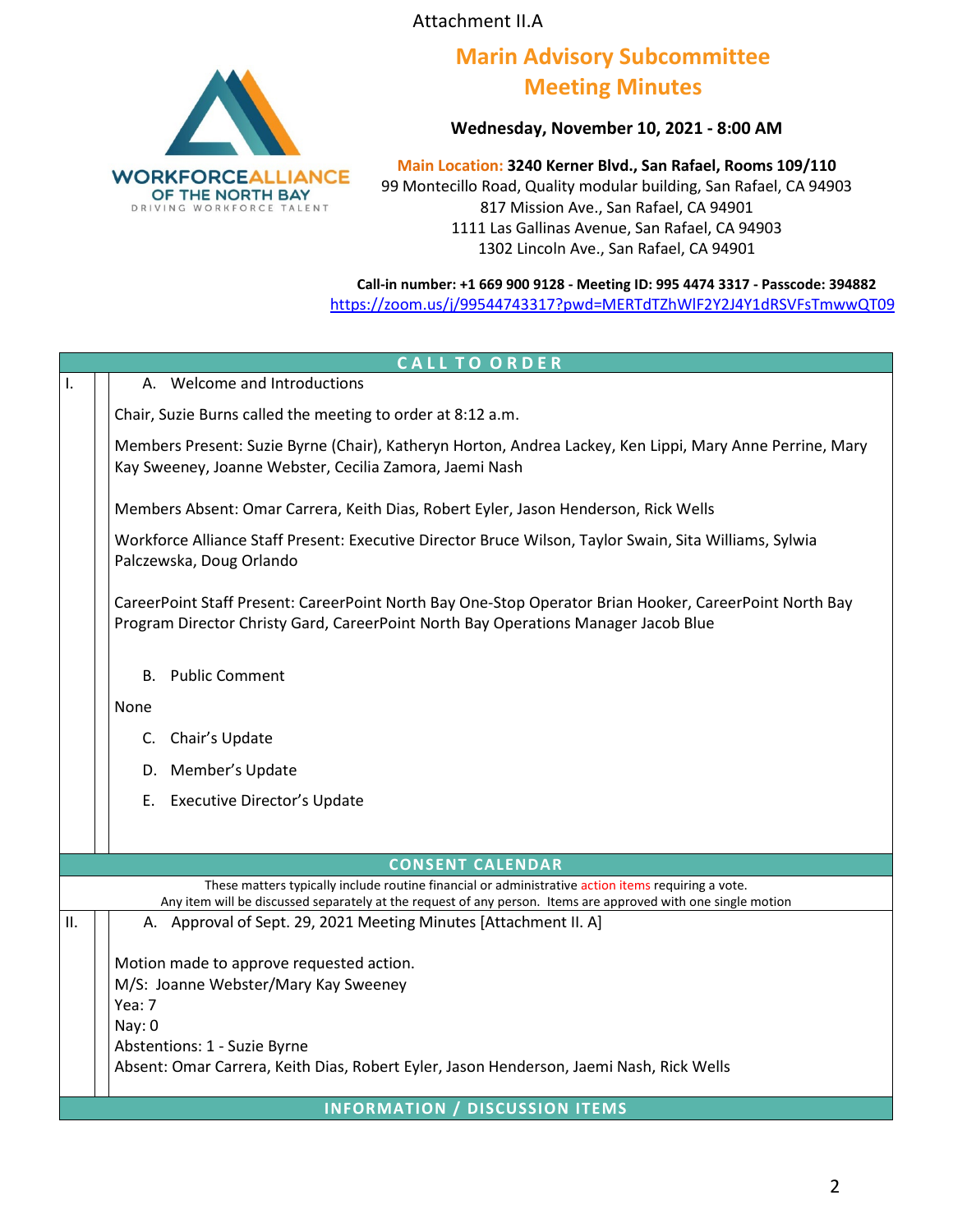Attachment II.A

# Marin Advisory Subcommittee Meeting Minutes

**Wednesday, November 10, 2021 - 8:00 AM**

**Main Location: 3240 Kerner Blvd., San Rafael, Rooms 109/110**
99 Montecillo Road, Quality modular building, San Rafael, CA 94903
817 Mission Ave., San Rafael, CA 94901
1111 Las Gallinas Avenue, San Rafael, CA 94903
1302 Lincoln Ave., San Rafael, CA 94901

**Call-in number: +1 669 900 9128 - Meeting ID: 995 4474 3317 - Passcode: 394882**
https://zoom.us/j/99544743317?pwd=MERTdTZhWlF2Y2J4Y1dRSVFsTmwwQT09

## CALL TO ORDER

**I.**

A. Welcome and Introductions

Chair, Suzie Burns called the meeting to order at 8:12 a.m.

Members Present: Suzie Byrne (Chair), Katheryn Horton, Andrea Lackey, Ken Lippi, Mary Anne Perrine, Mary Kay Sweeney, Joanne Webster, Cecilia Zamora, Jaemi Nash

Members Absent: Omar Carrera, Keith Dias, Robert Eyler, Jason Henderson, Rick Wells

Workforce Alliance Staff Present: Executive Director Bruce Wilson, Taylor Swain, Sita Williams, Sylwia Palczewska, Doug Orlando

CareerPoint Staff Present: CareerPoint North Bay One-Stop Operator Brian Hooker, CareerPoint North Bay Program Director Christy Gard, CareerPoint North Bay Operations Manager Jacob Blue

B. Public Comment

None

C. Chair's Update

D. Member's Update

E. Executive Director's Update

## CONSENT CALENDAR

These matters typically include routine financial or administrative action items requiring a vote.
Any item will be discussed separately at the request of any person. Items are approved with one single motion

**II.**

A. Approval of Sept. 29, 2021 Meeting Minutes [Attachment II. A]

Motion made to approve requested action.
M/S: Joanne Webster/Mary Kay Sweeney
Yea: 7
Nay: 0
Abstentions: 1 - Suzie Byrne
Absent: Omar Carrera, Keith Dias, Robert Eyler, Jason Henderson, Jaemi Nash, Rick Wells

## INFORMATION / DISCUSSION ITEMS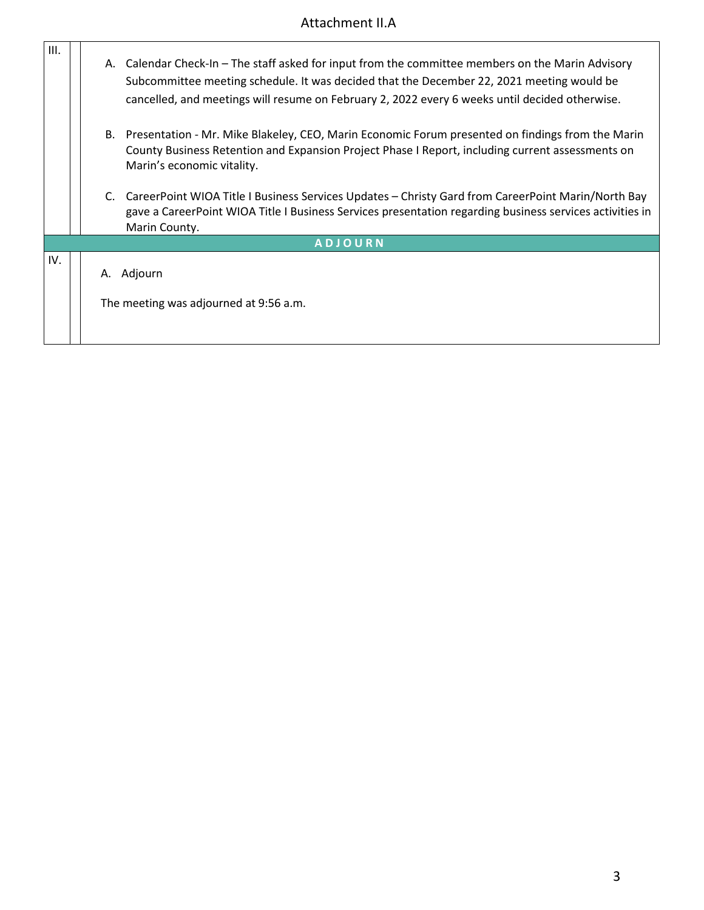Attachment II.A

| | |
|---|---|
| III. | A. Calendar Check-In – The staff asked for input from the committee members on the Marin Advisory Subcommittee meeting schedule. It was decided that the December 22, 2021 meeting would be cancelled, and meetings will resume on February 2, 2022 every 6 weeks until decided otherwise.<br><br>B. Presentation - Mr. Mike Blakeley, CEO, Marin Economic Forum presented on findings from the Marin County Business Retention and Expansion Project Phase I Report, including current assessments on Marin's economic vitality.<br><br>C. CareerPoint WIOA Title I Business Services Updates – Christy Gard from CareerPoint Marin/North Bay gave a CareerPoint WIOA Title I Business Services presentation regarding business services activities in Marin County. |
| | **ADJOURN** |
| IV. | A. Adjourn<br><br>The meeting was adjourned at 9:56 a.m. |